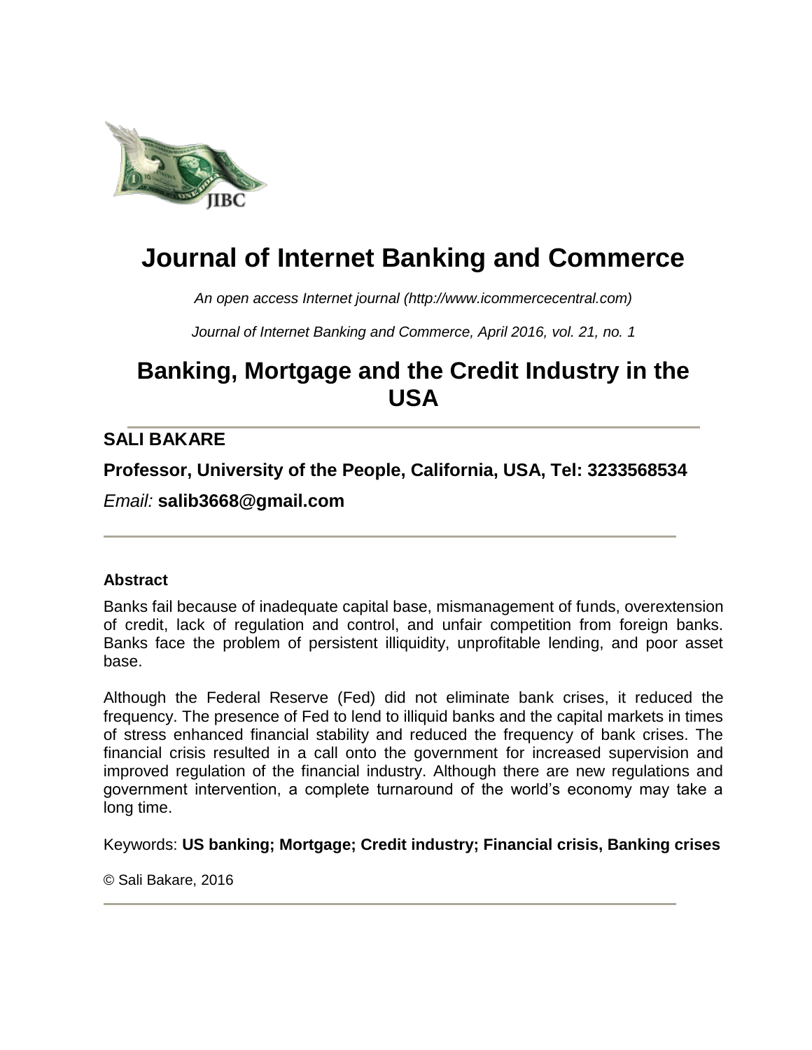# Journal of Internet Banking and Commerce

*An open access Internet journal (http://www.icommercecentral.com)*

*Journal of Internet Banking and Commerce, April 2016, vol. 21, no. 1*

## Banking, Mortgage and the Credit Industry in the USA

**SALI BAKARE**

**Professor, University of the People, California, USA, Tel: 3233568534**

*Email:* **salib3668@gmail.com**

### Abstract

Banks fail because of inadequate capital base, mismanagement of funds, overextension of credit, lack of regulation and control, and unfair competition from foreign banks. Banks face the problem of persistent illiquidity, unprofitable lending, and poor asset base.

Although the Federal Reserve (Fed) did not eliminate bank crises, it reduced the frequency. The presence of Fed to lend to illiquid banks and the capital markets in times of stress enhanced financial stability and reduced the frequency of bank crises. The financial crisis resulted in a call onto the government for increased supervision and improved regulation of the financial industry. Although there are new regulations and government intervention, a complete turnaround of the world's economy may take a long time.

Keywords: **US banking; Mortgage; Credit industry; Financial crisis, Banking crises**

© Sali Bakare, 2016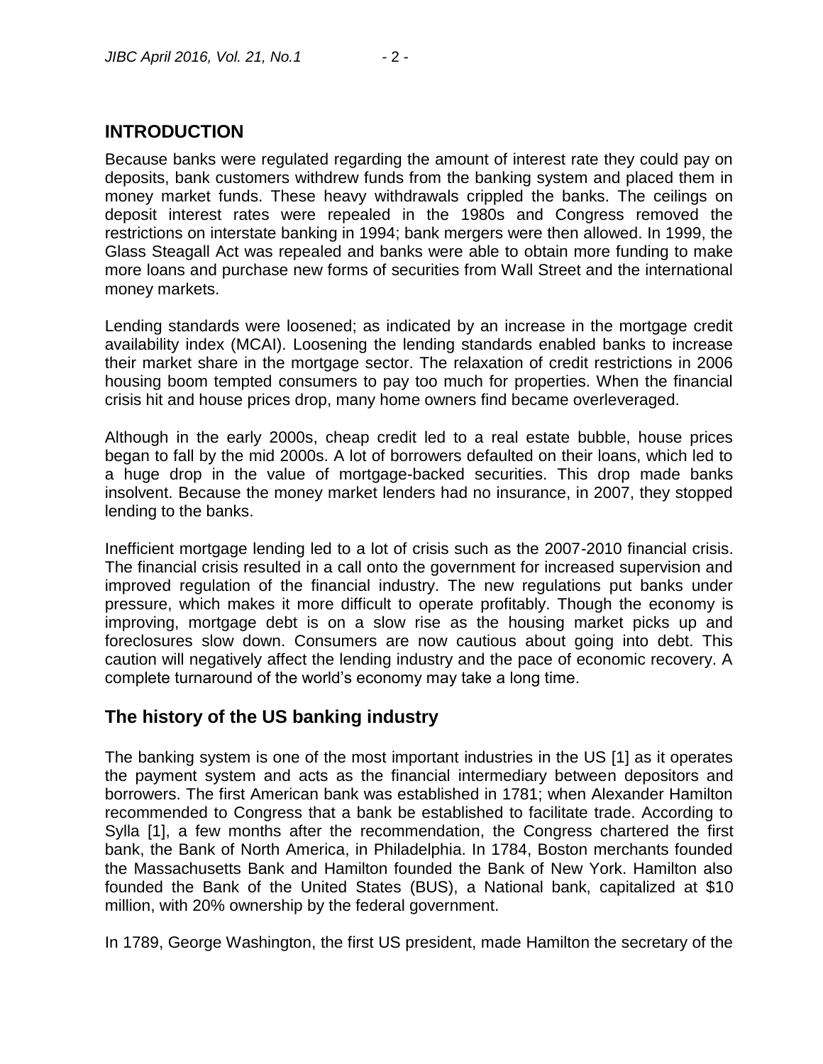## INTRODUCTION

Because banks were regulated regarding the amount of interest rate they could pay on deposits, bank customers withdrew funds from the banking system and placed them in money market funds. These heavy withdrawals crippled the banks. The ceilings on deposit interest rates were repealed in the 1980s and Congress removed the restrictions on interstate banking in 1994; bank mergers were then allowed. In 1999, the Glass Steagall Act was repealed and banks were able to obtain more funding to make more loans and purchase new forms of securities from Wall Street and the international money markets.

Lending standards were loosened; as indicated by an increase in the mortgage credit availability index (MCAI). Loosening the lending standards enabled banks to increase their market share in the mortgage sector. The relaxation of credit restrictions in 2006 housing boom tempted consumers to pay too much for properties. When the financial crisis hit and house prices drop, many home owners find became overleveraged.

Although in the early 2000s, cheap credit led to a real estate bubble, house prices began to fall by the mid 2000s. A lot of borrowers defaulted on their loans, which led to a huge drop in the value of mortgage-backed securities. This drop made banks insolvent. Because the money market lenders had no insurance, in 2007, they stopped lending to the banks.

Inefficient mortgage lending led to a lot of crisis such as the 2007-2010 financial crisis. The financial crisis resulted in a call onto the government for increased supervision and improved regulation of the financial industry. The new regulations put banks under pressure, which makes it more difficult to operate profitably. Though the economy is improving, mortgage debt is on a slow rise as the housing market picks up and foreclosures slow down. Consumers are now cautious about going into debt. This caution will negatively affect the lending industry and the pace of economic recovery. A complete turnaround of the world's economy may take a long time.

## The history of the US banking industry

The banking system is one of the most important industries in the US [1] as it operates the payment system and acts as the financial intermediary between depositors and borrowers. The first American bank was established in 1781; when Alexander Hamilton recommended to Congress that a bank be established to facilitate trade. According to Sylla [1], a few months after the recommendation, the Congress chartered the first bank, the Bank of North America, in Philadelphia. In 1784, Boston merchants founded the Massachusetts Bank and Hamilton founded the Bank of New York. Hamilton also founded the Bank of the United States (BUS), a National bank, capitalized at $10 million, with 20% ownership by the federal government.

In 1789, George Washington, the first US president, made Hamilton the secretary of the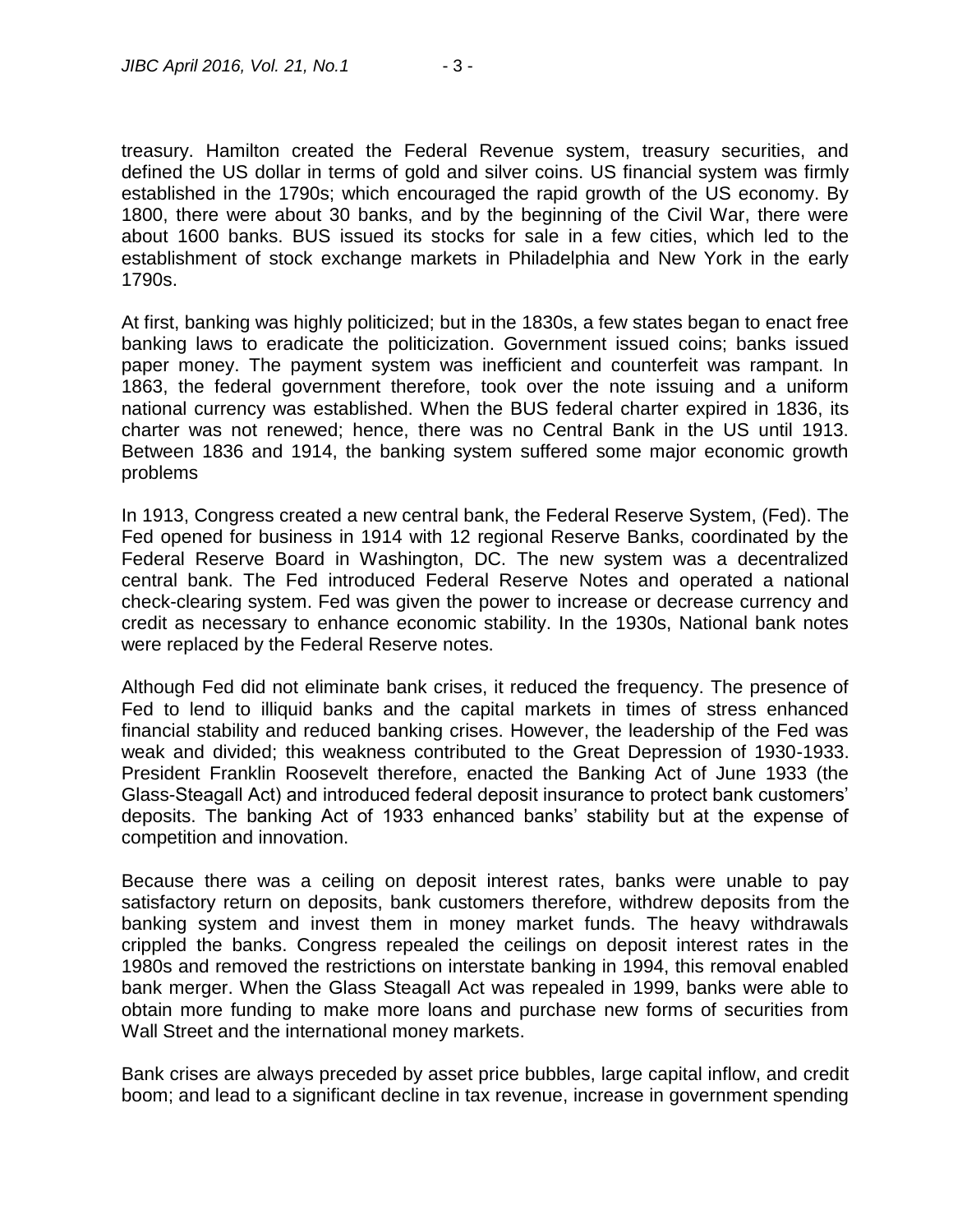treasury. Hamilton created the Federal Revenue system, treasury securities, and defined the US dollar in terms of gold and silver coins. US financial system was firmly established in the 1790s; which encouraged the rapid growth of the US economy. By 1800, there were about 30 banks, and by the beginning of the Civil War, there were about 1600 banks. BUS issued its stocks for sale in a few cities, which led to the establishment of stock exchange markets in Philadelphia and New York in the early 1790s.

At first, banking was highly politicized; but in the 1830s, a few states began to enact free banking laws to eradicate the politicization. Government issued coins; banks issued paper money. The payment system was inefficient and counterfeit was rampant. In 1863, the federal government therefore, took over the note issuing and a uniform national currency was established. When the BUS federal charter expired in 1836, its charter was not renewed; hence, there was no Central Bank in the US until 1913. Between 1836 and 1914, the banking system suffered some major economic growth problems

In 1913, Congress created a new central bank, the Federal Reserve System, (Fed). The Fed opened for business in 1914 with 12 regional Reserve Banks, coordinated by the Federal Reserve Board in Washington, DC. The new system was a decentralized central bank. The Fed introduced Federal Reserve Notes and operated a national check-clearing system. Fed was given the power to increase or decrease currency and credit as necessary to enhance economic stability. In the 1930s, National bank notes were replaced by the Federal Reserve notes.

Although Fed did not eliminate bank crises, it reduced the frequency. The presence of Fed to lend to illiquid banks and the capital markets in times of stress enhanced financial stability and reduced banking crises. However, the leadership of the Fed was weak and divided; this weakness contributed to the Great Depression of 1930-1933. President Franklin Roosevelt therefore, enacted the Banking Act of June 1933 (the Glass-Steagall Act) and introduced federal deposit insurance to protect bank customers' deposits. The banking Act of 1933 enhanced banks' stability but at the expense of competition and innovation.

Because there was a ceiling on deposit interest rates, banks were unable to pay satisfactory return on deposits, bank customers therefore, withdrew deposits from the banking system and invest them in money market funds. The heavy withdrawals crippled the banks. Congress repealed the ceilings on deposit interest rates in the 1980s and removed the restrictions on interstate banking in 1994, this removal enabled bank merger. When the Glass Steagall Act was repealed in 1999, banks were able to obtain more funding to make more loans and purchase new forms of securities from Wall Street and the international money markets.

Bank crises are always preceded by asset price bubbles, large capital inflow, and credit boom; and lead to a significant decline in tax revenue, increase in government spending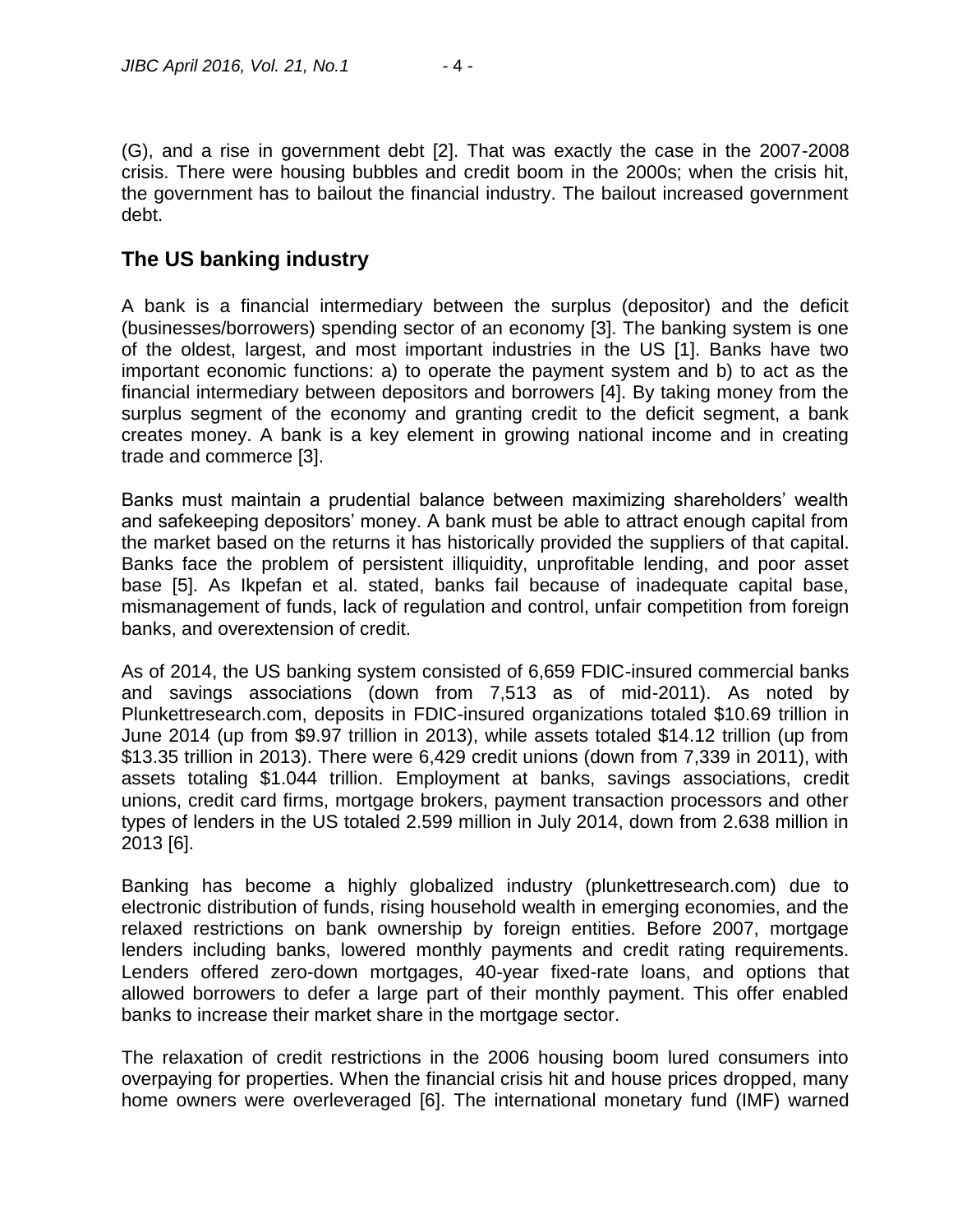(G), and a rise in government debt [2]. That was exactly the case in the 2007-2008 crisis. There were housing bubbles and credit boom in the 2000s; when the crisis hit, the government has to bailout the financial industry. The bailout increased government debt.

## The US banking industry

A bank is a financial intermediary between the surplus (depositor) and the deficit (businesses/borrowers) spending sector of an economy [3]. The banking system is one of the oldest, largest, and most important industries in the US [1]. Banks have two important economic functions: a) to operate the payment system and b) to act as the financial intermediary between depositors and borrowers [4]. By taking money from the surplus segment of the economy and granting credit to the deficit segment, a bank creates money. A bank is a key element in growing national income and in creating trade and commerce [3].

Banks must maintain a prudential balance between maximizing shareholders' wealth and safekeeping depositors' money. A bank must be able to attract enough capital from the market based on the returns it has historically provided the suppliers of that capital. Banks face the problem of persistent illiquidity, unprofitable lending, and poor asset base [5]. As Ikpefan et al. stated, banks fail because of inadequate capital base, mismanagement of funds, lack of regulation and control, unfair competition from foreign banks, and overextension of credit.

As of 2014, the US banking system consisted of 6,659 FDIC-insured commercial banks and savings associations (down from 7,513 as of mid-2011). As noted by Plunkettresearch.com, deposits in FDIC-insured organizations totaled $10.69 trillion in June 2014 (up from $9.97 trillion in 2013), while assets totaled $14.12 trillion (up from $13.35 trillion in 2013). There were 6,429 credit unions (down from 7,339 in 2011), with assets totaling $1.044 trillion. Employment at banks, savings associations, credit unions, credit card firms, mortgage brokers, payment transaction processors and other types of lenders in the US totaled 2.599 million in July 2014, down from 2.638 million in 2013 [6].

Banking has become a highly globalized industry (plunkettresearch.com) due to electronic distribution of funds, rising household wealth in emerging economies, and the relaxed restrictions on bank ownership by foreign entities. Before 2007, mortgage lenders including banks, lowered monthly payments and credit rating requirements. Lenders offered zero-down mortgages, 40-year fixed-rate loans, and options that allowed borrowers to defer a large part of their monthly payment. This offer enabled banks to increase their market share in the mortgage sector.

The relaxation of credit restrictions in the 2006 housing boom lured consumers into overpaying for properties. When the financial crisis hit and house prices dropped, many home owners were overleveraged [6]. The international monetary fund (IMF) warned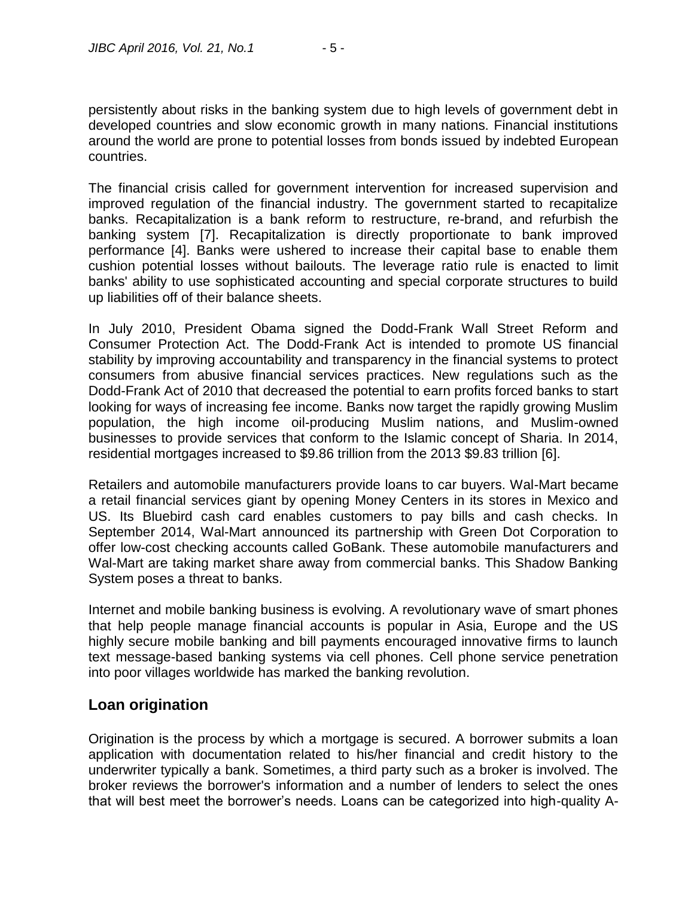persistently about risks in the banking system due to high levels of government debt in developed countries and slow economic growth in many nations. Financial institutions around the world are prone to potential losses from bonds issued by indebted European countries.

The financial crisis called for government intervention for increased supervision and improved regulation of the financial industry. The government started to recapitalize banks. Recapitalization is a bank reform to restructure, re-brand, and refurbish the banking system [7]. Recapitalization is directly proportionate to bank improved performance [4]. Banks were ushered to increase their capital base to enable them cushion potential losses without bailouts. The leverage ratio rule is enacted to limit banks' ability to use sophisticated accounting and special corporate structures to build up liabilities off of their balance sheets.

In July 2010, President Obama signed the Dodd-Frank Wall Street Reform and Consumer Protection Act. The Dodd-Frank Act is intended to promote US financial stability by improving accountability and transparency in the financial systems to protect consumers from abusive financial services practices. New regulations such as the Dodd-Frank Act of 2010 that decreased the potential to earn profits forced banks to start looking for ways of increasing fee income. Banks now target the rapidly growing Muslim population, the high income oil-producing Muslim nations, and Muslim-owned businesses to provide services that conform to the Islamic concept of Sharia. In 2014, residential mortgages increased to $9.86 trillion from the 2013 $9.83 trillion [6].

Retailers and automobile manufacturers provide loans to car buyers. Wal-Mart became a retail financial services giant by opening Money Centers in its stores in Mexico and US. Its Bluebird cash card enables customers to pay bills and cash checks. In September 2014, Wal-Mart announced its partnership with Green Dot Corporation to offer low-cost checking accounts called GoBank. These automobile manufacturers and Wal-Mart are taking market share away from commercial banks. This Shadow Banking System poses a threat to banks.

Internet and mobile banking business is evolving. A revolutionary wave of smart phones that help people manage financial accounts is popular in Asia, Europe and the US highly secure mobile banking and bill payments encouraged innovative firms to launch text message-based banking systems via cell phones. Cell phone service penetration into poor villages worldwide has marked the banking revolution.

## Loan origination

Origination is the process by which a mortgage is secured. A borrower submits a loan application with documentation related to his/her financial and credit history to the underwriter typically a bank. Sometimes, a third party such as a broker is involved. The broker reviews the borrower's information and a number of lenders to select the ones that will best meet the borrower's needs. Loans can be categorized into high-quality A-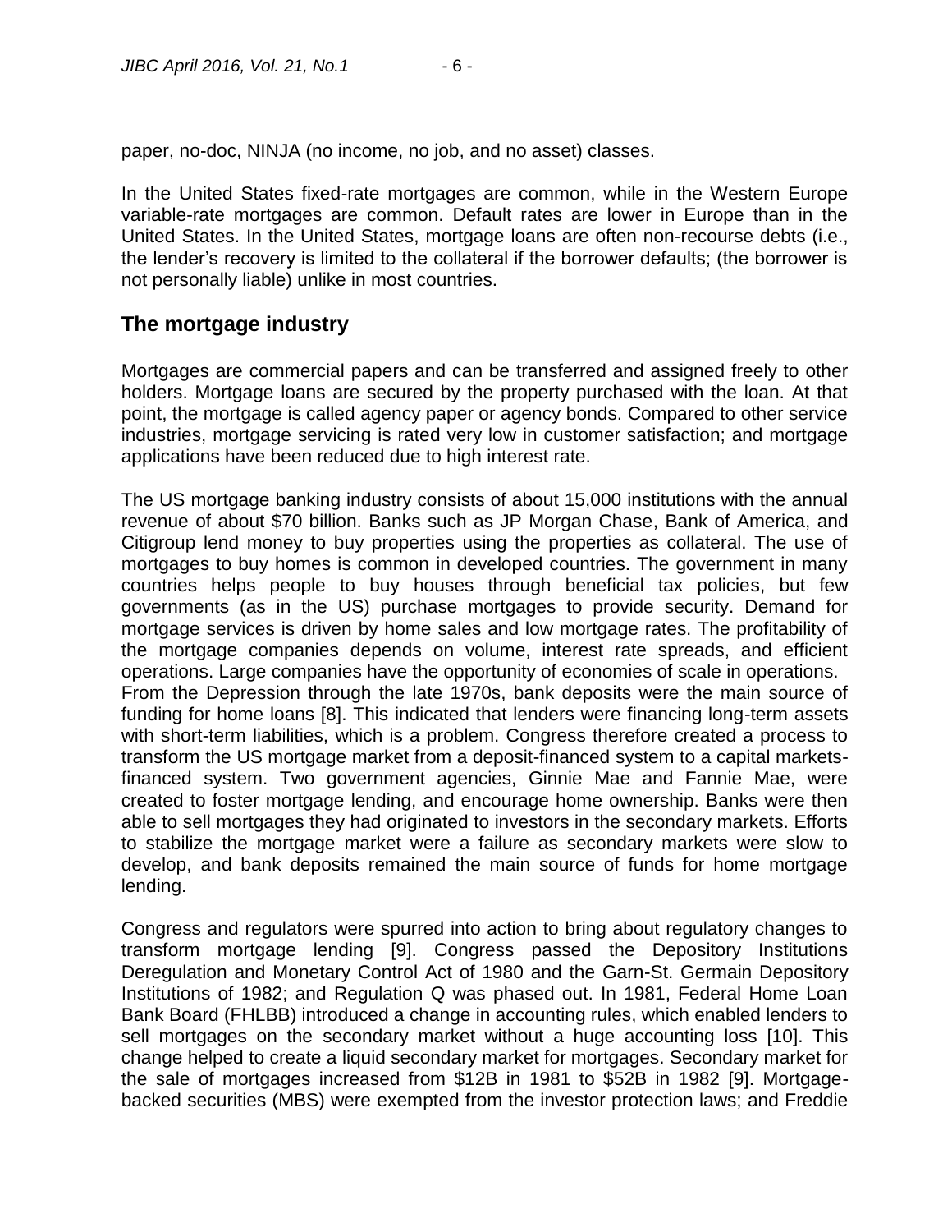paper, no-doc, NINJA (no income, no job, and no asset) classes.

In the United States fixed-rate mortgages are common, while in the Western Europe variable-rate mortgages are common. Default rates are lower in Europe than in the United States. In the United States, mortgage loans are often non-recourse debts (i.e., the lender's recovery is limited to the collateral if the borrower defaults; (the borrower is not personally liable) unlike in most countries.

## The mortgage industry

Mortgages are commercial papers and can be transferred and assigned freely to other holders. Mortgage loans are secured by the property purchased with the loan. At that point, the mortgage is called agency paper or agency bonds. Compared to other service industries, mortgage servicing is rated very low in customer satisfaction; and mortgage applications have been reduced due to high interest rate.

The US mortgage banking industry consists of about 15,000 institutions with the annual revenue of about $70 billion. Banks such as JP Morgan Chase, Bank of America, and Citigroup lend money to buy properties using the properties as collateral. The use of mortgages to buy homes is common in developed countries. The government in many countries helps people to buy houses through beneficial tax policies, but few governments (as in the US) purchase mortgages to provide security. Demand for mortgage services is driven by home sales and low mortgage rates. The profitability of the mortgage companies depends on volume, interest rate spreads, and efficient operations. Large companies have the opportunity of economies of scale in operations.
From the Depression through the late 1970s, bank deposits were the main source of funding for home loans [8]. This indicated that lenders were financing long-term assets with short-term liabilities, which is a problem. Congress therefore created a process to transform the US mortgage market from a deposit-financed system to a capital markets-financed system. Two government agencies, Ginnie Mae and Fannie Mae, were created to foster mortgage lending, and encourage home ownership. Banks were then able to sell mortgages they had originated to investors in the secondary markets. Efforts to stabilize the mortgage market were a failure as secondary markets were slow to develop, and bank deposits remained the main source of funds for home mortgage lending.

Congress and regulators were spurred into action to bring about regulatory changes to transform mortgage lending [9]. Congress passed the Depository Institutions Deregulation and Monetary Control Act of 1980 and the Garn-St. Germain Depository Institutions of 1982; and Regulation Q was phased out. In 1981, Federal Home Loan Bank Board (FHLBB) introduced a change in accounting rules, which enabled lenders to sell mortgages on the secondary market without a huge accounting loss [10]. This change helped to create a liquid secondary market for mortgages. Secondary market for the sale of mortgages increased from $12B in 1981 to $52B in 1982 [9]. Mortgage-backed securities (MBS) were exempted from the investor protection laws; and Freddie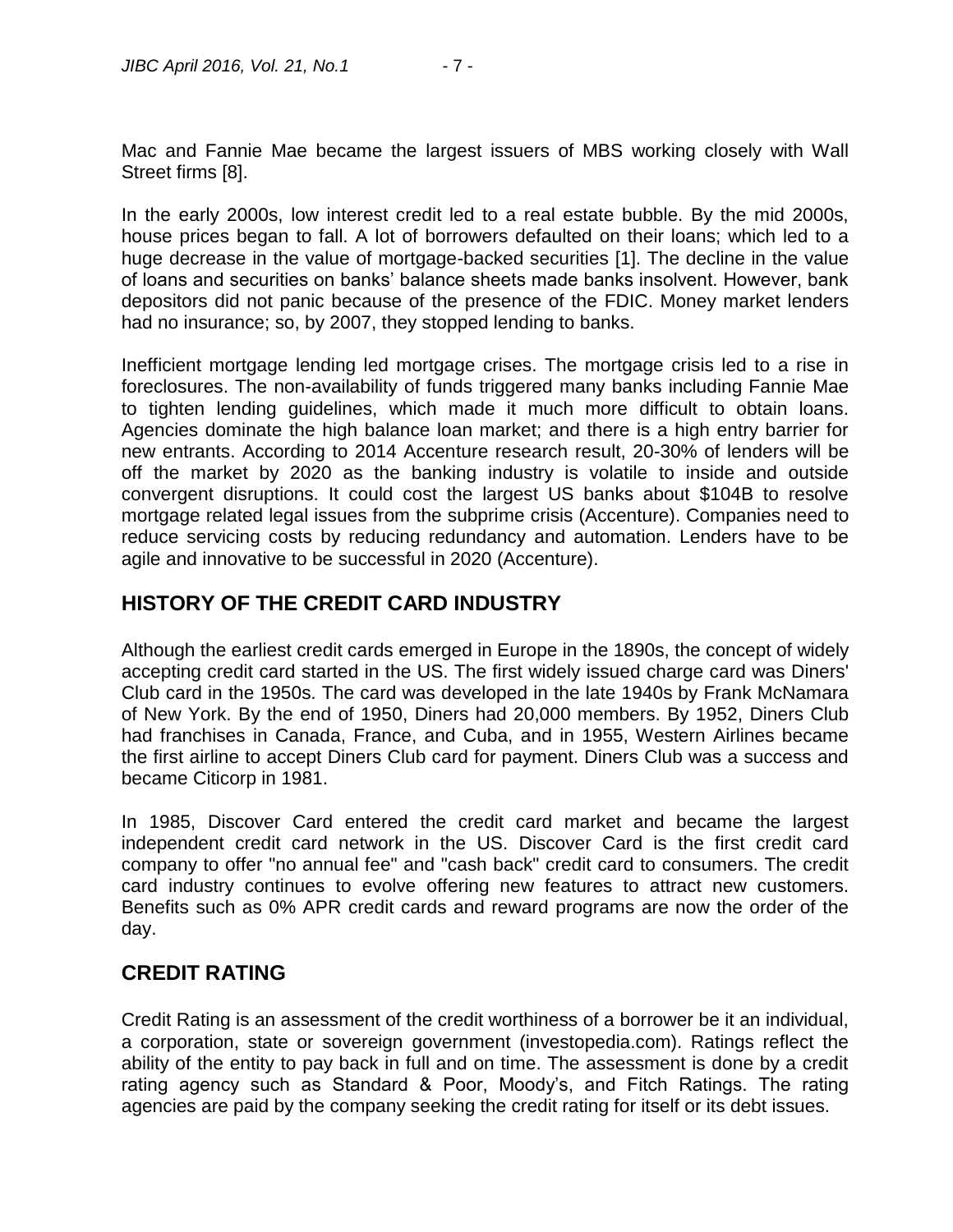Mac and Fannie Mae became the largest issuers of MBS working closely with Wall Street firms [8].

In the early 2000s, low interest credit led to a real estate bubble. By the mid 2000s, house prices began to fall. A lot of borrowers defaulted on their loans; which led to a huge decrease in the value of mortgage-backed securities [1]. The decline in the value of loans and securities on banks' balance sheets made banks insolvent. However, bank depositors did not panic because of the presence of the FDIC. Money market lenders had no insurance; so, by 2007, they stopped lending to banks.

Inefficient mortgage lending led mortgage crises. The mortgage crisis led to a rise in foreclosures. The non-availability of funds triggered many banks including Fannie Mae to tighten lending guidelines, which made it much more difficult to obtain loans. Agencies dominate the high balance loan market; and there is a high entry barrier for new entrants. According to 2014 Accenture research result, 20-30% of lenders will be off the market by 2020 as the banking industry is volatile to inside and outside convergent disruptions. It could cost the largest US banks about $104B to resolve mortgage related legal issues from the subprime crisis (Accenture). Companies need to reduce servicing costs by reducing redundancy and automation. Lenders have to be agile and innovative to be successful in 2020 (Accenture).

## HISTORY OF THE CREDIT CARD INDUSTRY

Although the earliest credit cards emerged in Europe in the 1890s, the concept of widely accepting credit card started in the US. The first widely issued charge card was Diners' Club card in the 1950s. The card was developed in the late 1940s by Frank McNamara of New York. By the end of 1950, Diners had 20,000 members. By 1952, Diners Club had franchises in Canada, France, and Cuba, and in 1955, Western Airlines became the first airline to accept Diners Club card for payment. Diners Club was a success and became Citicorp in 1981.

In 1985, Discover Card entered the credit card market and became the largest independent credit card network in the US. Discover Card is the first credit card company to offer "no annual fee" and "cash back" credit card to consumers. The credit card industry continues to evolve offering new features to attract new customers. Benefits such as 0% APR credit cards and reward programs are now the order of the day.

## CREDIT RATING

Credit Rating is an assessment of the credit worthiness of a borrower be it an individual, a corporation, state or sovereign government (investopedia.com). Ratings reflect the ability of the entity to pay back in full and on time. The assessment is done by a credit rating agency such as Standard & Poor, Moody's, and Fitch Ratings. The rating agencies are paid by the company seeking the credit rating for itself or its debt issues.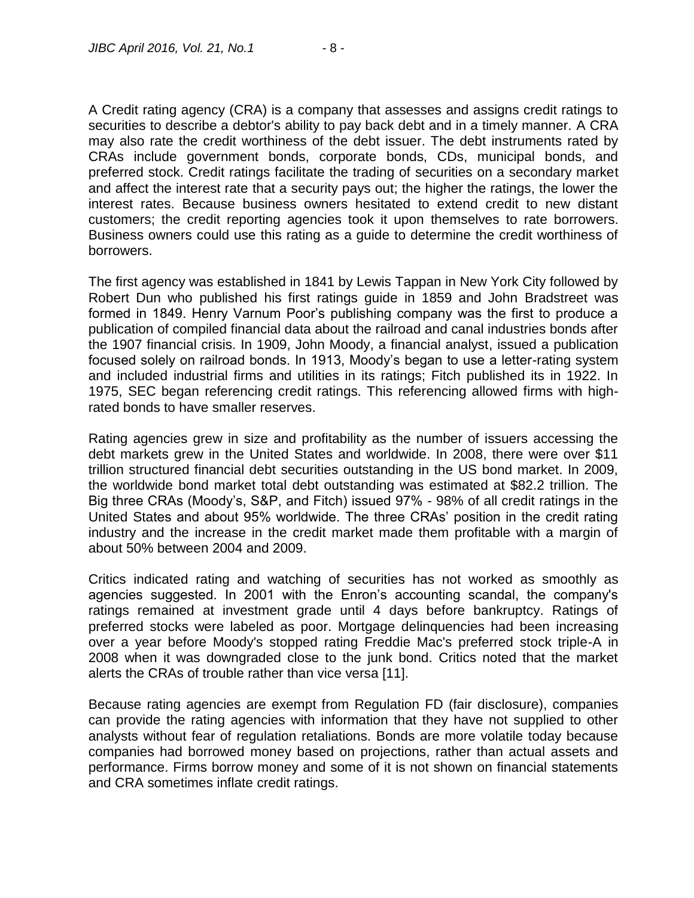A Credit rating agency (CRA) is a company that assesses and assigns credit ratings to securities to describe a debtor's ability to pay back debt and in a timely manner. A CRA may also rate the credit worthiness of the debt issuer. The debt instruments rated by CRAs include government bonds, corporate bonds, CDs, municipal bonds, and preferred stock. Credit ratings facilitate the trading of securities on a secondary market and affect the interest rate that a security pays out; the higher the ratings, the lower the interest rates. Because business owners hesitated to extend credit to new distant customers; the credit reporting agencies took it upon themselves to rate borrowers. Business owners could use this rating as a guide to determine the credit worthiness of borrowers.

The first agency was established in 1841 by Lewis Tappan in New York City followed by Robert Dun who published his first ratings guide in 1859 and John Bradstreet was formed in 1849. Henry Varnum Poor's publishing company was the first to produce a publication of compiled financial data about the railroad and canal industries bonds after the 1907 financial crisis. In 1909, John Moody, a financial analyst, issued a publication focused solely on railroad bonds. In 1913, Moody's began to use a letter-rating system and included industrial firms and utilities in its ratings; Fitch published its in 1922. In 1975, SEC began referencing credit ratings. This referencing allowed firms with high-rated bonds to have smaller reserves.

Rating agencies grew in size and profitability as the number of issuers accessing the debt markets grew in the United States and worldwide. In 2008, there were over $11 trillion structured financial debt securities outstanding in the US bond market. In 2009, the worldwide bond market total debt outstanding was estimated at $82.2 trillion. The Big three CRAs (Moody's, S&P, and Fitch) issued 97% - 98% of all credit ratings in the United States and about 95% worldwide. The three CRAs' position in the credit rating industry and the increase in the credit market made them profitable with a margin of about 50% between 2004 and 2009.

Critics indicated rating and watching of securities has not worked as smoothly as agencies suggested. In 2001 with the Enron's accounting scandal, the company's ratings remained at investment grade until 4 days before bankruptcy. Ratings of preferred stocks were labeled as poor. Mortgage delinquencies had been increasing over a year before Moody's stopped rating Freddie Mac's preferred stock triple-A in 2008 when it was downgraded close to the junk bond. Critics noted that the market alerts the CRAs of trouble rather than vice versa [11].

Because rating agencies are exempt from Regulation FD (fair disclosure), companies can provide the rating agencies with information that they have not supplied to other analysts without fear of regulation retaliations. Bonds are more volatile today because companies had borrowed money based on projections, rather than actual assets and performance. Firms borrow money and some of it is not shown on financial statements and CRA sometimes inflate credit ratings.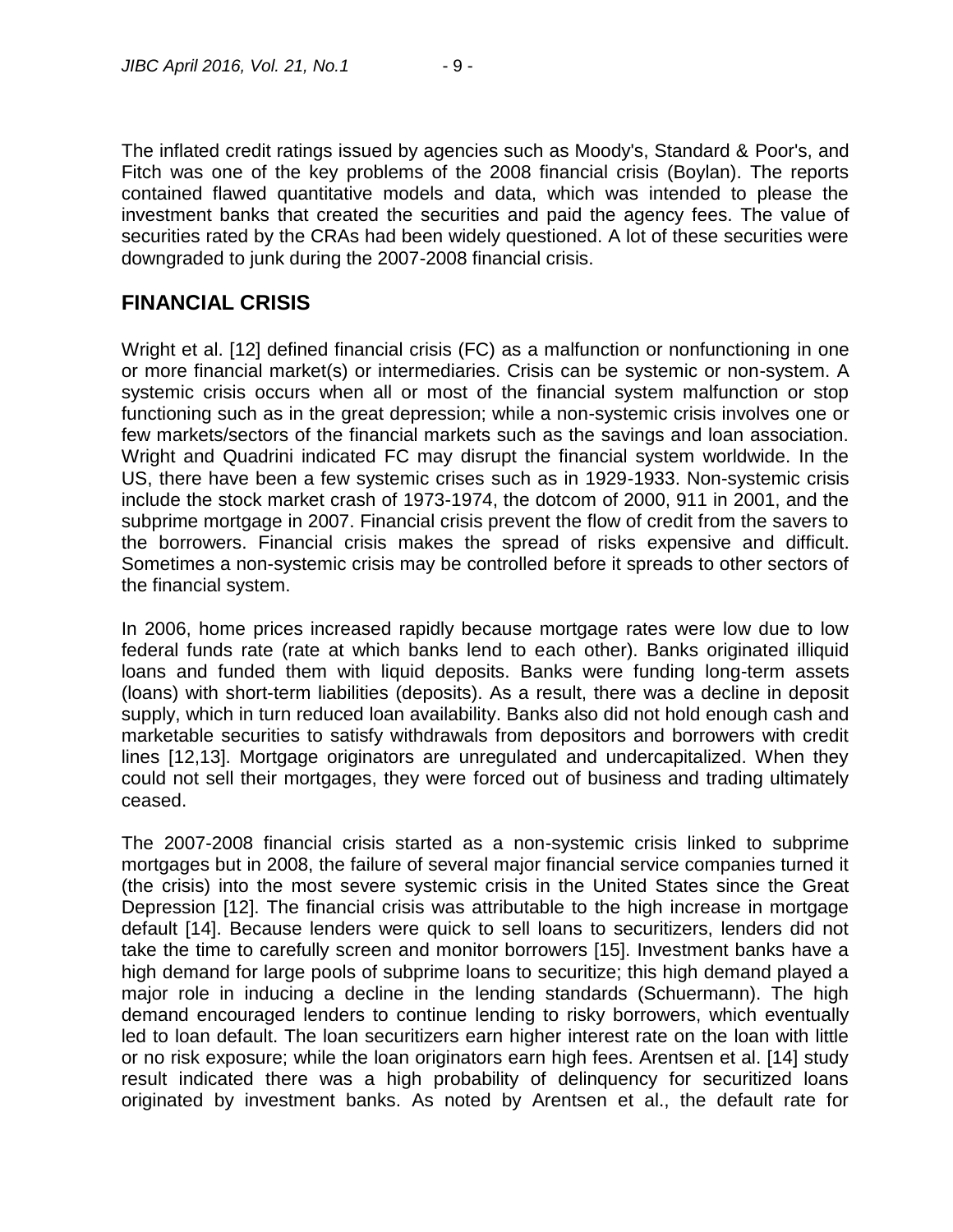The inflated credit ratings issued by agencies such as Moody's, Standard & Poor's, and Fitch was one of the key problems of the 2008 financial crisis (Boylan). The reports contained flawed quantitative models and data, which was intended to please the investment banks that created the securities and paid the agency fees. The value of securities rated by the CRAs had been widely questioned. A lot of these securities were downgraded to junk during the 2007-2008 financial crisis.

## FINANCIAL CRISIS

Wright et al. [12] defined financial crisis (FC) as a malfunction or nonfunctioning in one or more financial market(s) or intermediaries. Crisis can be systemic or non-system. A systemic crisis occurs when all or most of the financial system malfunction or stop functioning such as in the great depression; while a non-systemic crisis involves one or few markets/sectors of the financial markets such as the savings and loan association. Wright and Quadrini indicated FC may disrupt the financial system worldwide. In the US, there have been a few systemic crises such as in 1929-1933. Non-systemic crisis include the stock market crash of 1973-1974, the dotcom of 2000, 911 in 2001, and the subprime mortgage in 2007. Financial crisis prevent the flow of credit from the savers to the borrowers. Financial crisis makes the spread of risks expensive and difficult. Sometimes a non-systemic crisis may be controlled before it spreads to other sectors of the financial system.

In 2006, home prices increased rapidly because mortgage rates were low due to low federal funds rate (rate at which banks lend to each other). Banks originated illiquid loans and funded them with liquid deposits. Banks were funding long-term assets (loans) with short-term liabilities (deposits). As a result, there was a decline in deposit supply, which in turn reduced loan availability. Banks also did not hold enough cash and marketable securities to satisfy withdrawals from depositors and borrowers with credit lines [12,13]. Mortgage originators are unregulated and undercapitalized. When they could not sell their mortgages, they were forced out of business and trading ultimately ceased.

The 2007-2008 financial crisis started as a non-systemic crisis linked to subprime mortgages but in 2008, the failure of several major financial service companies turned it (the crisis) into the most severe systemic crisis in the United States since the Great Depression [12]. The financial crisis was attributable to the high increase in mortgage default [14]. Because lenders were quick to sell loans to securitizers, lenders did not take the time to carefully screen and monitor borrowers [15]. Investment banks have a high demand for large pools of subprime loans to securitize; this high demand played a major role in inducing a decline in the lending standards (Schuermann). The high demand encouraged lenders to continue lending to risky borrowers, which eventually led to loan default. The loan securitizers earn higher interest rate on the loan with little or no risk exposure; while the loan originators earn high fees. Arentsen et al. [14] study result indicated there was a high probability of delinquency for securitized loans originated by investment banks. As noted by Arentsen et al., the default rate for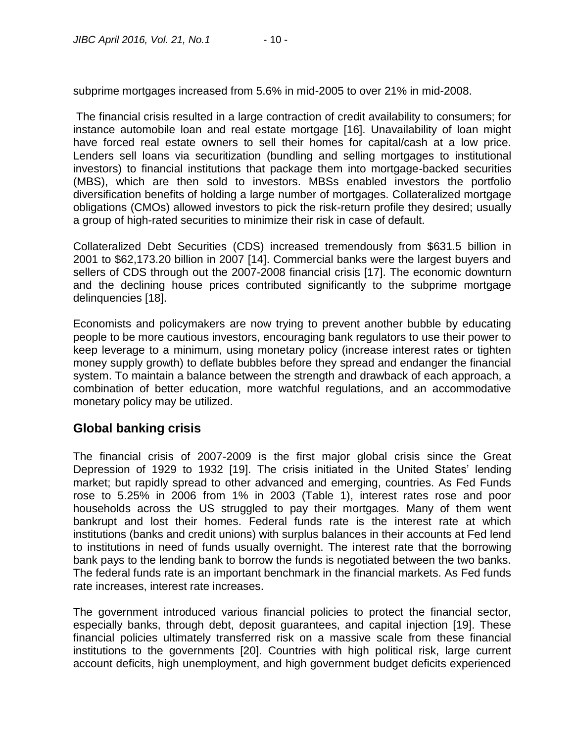subprime mortgages increased from 5.6% in mid-2005 to over 21% in mid-2008.

The financial crisis resulted in a large contraction of credit availability to consumers; for instance automobile loan and real estate mortgage [16]. Unavailability of loan might have forced real estate owners to sell their homes for capital/cash at a low price. Lenders sell loans via securitization (bundling and selling mortgages to institutional investors) to financial institutions that package them into mortgage-backed securities (MBS), which are then sold to investors. MBSs enabled investors the portfolio diversification benefits of holding a large number of mortgages. Collateralized mortgage obligations (CMOs) allowed investors to pick the risk-return profile they desired; usually a group of high-rated securities to minimize their risk in case of default.

Collateralized Debt Securities (CDS) increased tremendously from $631.5 billion in 2001 to $62,173.20 billion in 2007 [14]. Commercial banks were the largest buyers and sellers of CDS through out the 2007-2008 financial crisis [17]. The economic downturn and the declining house prices contributed significantly to the subprime mortgage delinquencies [18].

Economists and policymakers are now trying to prevent another bubble by educating people to be more cautious investors, encouraging bank regulators to use their power to keep leverage to a minimum, using monetary policy (increase interest rates or tighten money supply growth) to deflate bubbles before they spread and endanger the financial system. To maintain a balance between the strength and drawback of each approach, a combination of better education, more watchful regulations, and an accommodative monetary policy may be utilized.

## Global banking crisis

The financial crisis of 2007-2009 is the first major global crisis since the Great Depression of 1929 to 1932 [19]. The crisis initiated in the United States' lending market; but rapidly spread to other advanced and emerging, countries. As Fed Funds rose to 5.25% in 2006 from 1% in 2003 (Table 1), interest rates rose and poor households across the US struggled to pay their mortgages. Many of them went bankrupt and lost their homes. Federal funds rate is the interest rate at which institutions (banks and credit unions) with surplus balances in their accounts at Fed lend to institutions in need of funds usually overnight. The interest rate that the borrowing bank pays to the lending bank to borrow the funds is negotiated between the two banks. The federal funds rate is an important benchmark in the financial markets. As Fed funds rate increases, interest rate increases.

The government introduced various financial policies to protect the financial sector, especially banks, through debt, deposit guarantees, and capital injection [19]. These financial policies ultimately transferred risk on a massive scale from these financial institutions to the governments [20]. Countries with high political risk, large current account deficits, high unemployment, and high government budget deficits experienced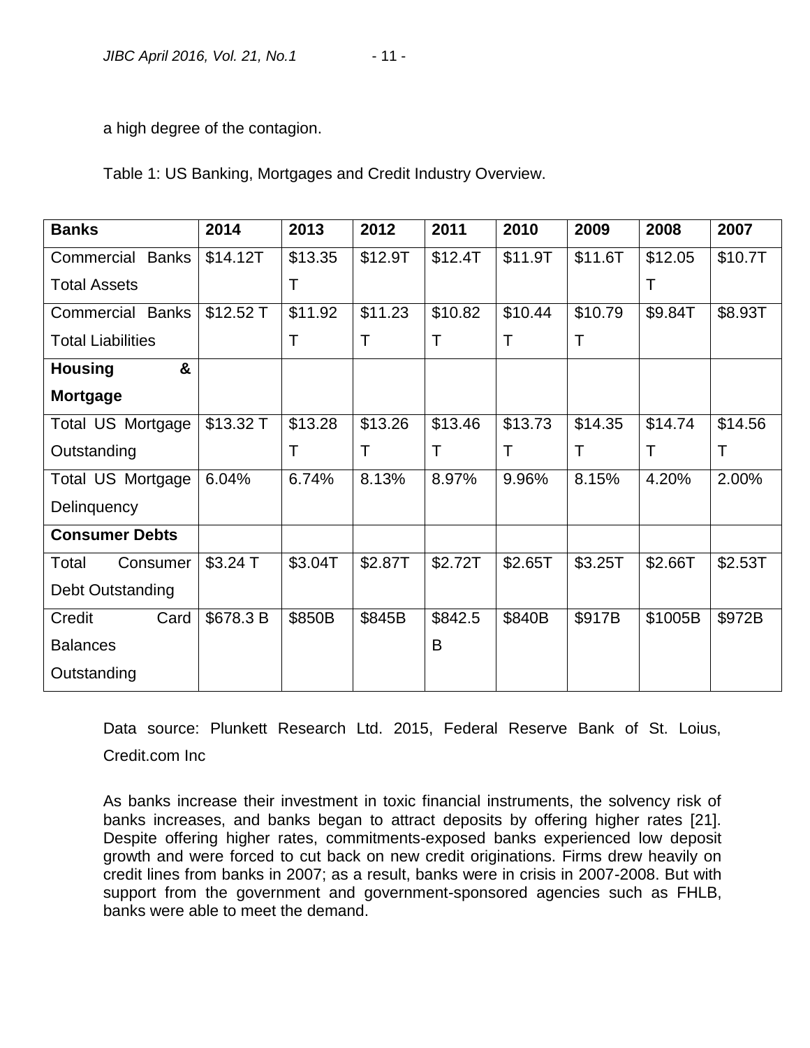a high degree of the contagion.

Table 1: US Banking, Mortgages and Credit Industry Overview.

| **Banks** | **2014** | **2013** | **2012** | **2011** | **2010** | **2009** | **2008** | **2007** |
|---|---|---|---|---|---|---|---|---|
| Commercial Banks Total Assets | $14.12T | $13.35 T | $12.9T | $12.4T | $11.9T | $11.6T | $12.05 T | $10.7T |
| Commercial Banks Total Liabilities | $12.52 T | $11.92 T | $11.23 T | $10.82 T | $10.44 T | $10.79 T | $9.84T | $8.93T |
| **Housing & Mortgage** | | | | | | | | |
| Total US Mortgage Outstanding | $13.32 T | $13.28 T | $13.26 T | $13.46 T | $13.73 T | $14.35 T | $14.74 T | $14.56 T |
| Total US Mortgage Delinquency | 6.04% | 6.74% | 8.13% | 8.97% | 9.96% | 8.15% | 4.20% | 2.00% |
| **Consumer Debts** | | | | | | | | |
| Total Consumer Debt Outstanding | $3.24 T | $3.04T | $2.87T | $2.72T | $2.65T | $3.25T | $2.66T | $2.53T |
| Credit Card Balances Outstanding | $678.3 B | $850B | $845B | $842.5 B | $840B | $917B | $1005B | $972B |

Data source: Plunkett Research Ltd. 2015, Federal Reserve Bank of St. Loius, Credit.com Inc

As banks increase their investment in toxic financial instruments, the solvency risk of banks increases, and banks began to attract deposits by offering higher rates [21]. Despite offering higher rates, commitments-exposed banks experienced low deposit growth and were forced to cut back on new credit originations. Firms drew heavily on credit lines from banks in 2007; as a result, banks were in crisis in 2007-2008. But with support from the government and government-sponsored agencies such as FHLB, banks were able to meet the demand.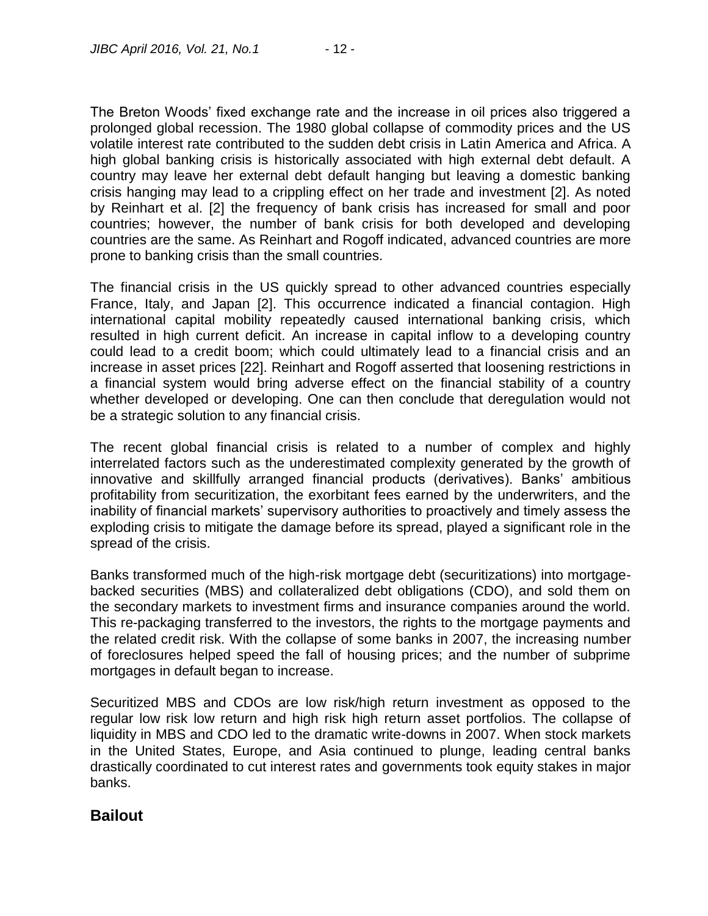The Breton Woods' fixed exchange rate and the increase in oil prices also triggered a prolonged global recession. The 1980 global collapse of commodity prices and the US volatile interest rate contributed to the sudden debt crisis in Latin America and Africa. A high global banking crisis is historically associated with high external debt default. A country may leave her external debt default hanging but leaving a domestic banking crisis hanging may lead to a crippling effect on her trade and investment [2]. As noted by Reinhart et al. [2] the frequency of bank crisis has increased for small and poor countries; however, the number of bank crisis for both developed and developing countries are the same. As Reinhart and Rogoff indicated, advanced countries are more prone to banking crisis than the small countries.

The financial crisis in the US quickly spread to other advanced countries especially France, Italy, and Japan [2]. This occurrence indicated a financial contagion. High international capital mobility repeatedly caused international banking crisis, which resulted in high current deficit. An increase in capital inflow to a developing country could lead to a credit boom; which could ultimately lead to a financial crisis and an increase in asset prices [22]. Reinhart and Rogoff asserted that loosening restrictions in a financial system would bring adverse effect on the financial stability of a country whether developed or developing. One can then conclude that deregulation would not be a strategic solution to any financial crisis.

The recent global financial crisis is related to a number of complex and highly interrelated factors such as the underestimated complexity generated by the growth of innovative and skillfully arranged financial products (derivatives). Banks' ambitious profitability from securitization, the exorbitant fees earned by the underwriters, and the inability of financial markets' supervisory authorities to proactively and timely assess the exploding crisis to mitigate the damage before its spread, played a significant role in the spread of the crisis.

Banks transformed much of the high-risk mortgage debt (securitizations) into mortgage-backed securities (MBS) and collateralized debt obligations (CDO), and sold them on the secondary markets to investment firms and insurance companies around the world. This re-packaging transferred to the investors, the rights to the mortgage payments and the related credit risk. With the collapse of some banks in 2007, the increasing number of foreclosures helped speed the fall of housing prices; and the number of subprime mortgages in default began to increase.

Securitized MBS and CDOs are low risk/high return investment as opposed to the regular low risk low return and high risk high return asset portfolios. The collapse of liquidity in MBS and CDO led to the dramatic write-downs in 2007. When stock markets in the United States, Europe, and Asia continued to plunge, leading central banks drastically coordinated to cut interest rates and governments took equity stakes in major banks.

## Bailout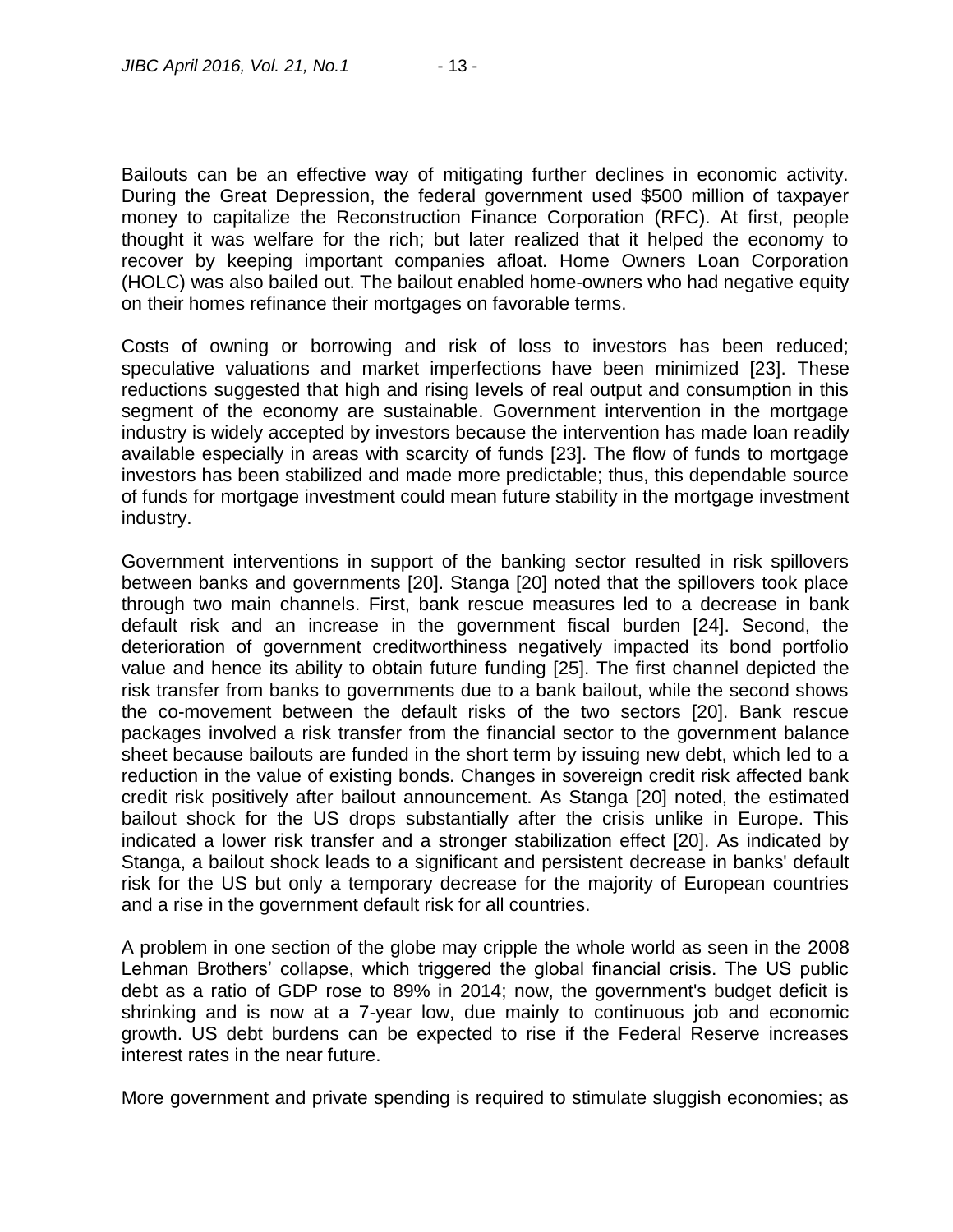Bailouts can be an effective way of mitigating further declines in economic activity. During the Great Depression, the federal government used $500 million of taxpayer money to capitalize the Reconstruction Finance Corporation (RFC). At first, people thought it was welfare for the rich; but later realized that it helped the economy to recover by keeping important companies afloat. Home Owners Loan Corporation (HOLC) was also bailed out. The bailout enabled home-owners who had negative equity on their homes refinance their mortgages on favorable terms.

Costs of owning or borrowing and risk of loss to investors has been reduced; speculative valuations and market imperfections have been minimized [23]. These reductions suggested that high and rising levels of real output and consumption in this segment of the economy are sustainable. Government intervention in the mortgage industry is widely accepted by investors because the intervention has made loan readily available especially in areas with scarcity of funds [23]. The flow of funds to mortgage investors has been stabilized and made more predictable; thus, this dependable source of funds for mortgage investment could mean future stability in the mortgage investment industry.

Government interventions in support of the banking sector resulted in risk spillovers between banks and governments [20]. Stanga [20] noted that the spillovers took place through two main channels. First, bank rescue measures led to a decrease in bank default risk and an increase in the government fiscal burden [24]. Second, the deterioration of government creditworthiness negatively impacted its bond portfolio value and hence its ability to obtain future funding [25]. The first channel depicted the risk transfer from banks to governments due to a bank bailout, while the second shows the co-movement between the default risks of the two sectors [20]. Bank rescue packages involved a risk transfer from the financial sector to the government balance sheet because bailouts are funded in the short term by issuing new debt, which led to a reduction in the value of existing bonds. Changes in sovereign credit risk affected bank credit risk positively after bailout announcement. As Stanga [20] noted, the estimated bailout shock for the US drops substantially after the crisis unlike in Europe. This indicated a lower risk transfer and a stronger stabilization effect [20]. As indicated by Stanga, a bailout shock leads to a significant and persistent decrease in banks' default risk for the US but only a temporary decrease for the majority of European countries and a rise in the government default risk for all countries.

A problem in one section of the globe may cripple the whole world as seen in the 2008 Lehman Brothers' collapse, which triggered the global financial crisis. The US public debt as a ratio of GDP rose to 89% in 2014; now, the government's budget deficit is shrinking and is now at a 7-year low, due mainly to continuous job and economic growth. US debt burdens can be expected to rise if the Federal Reserve increases interest rates in the near future.

More government and private spending is required to stimulate sluggish economies; as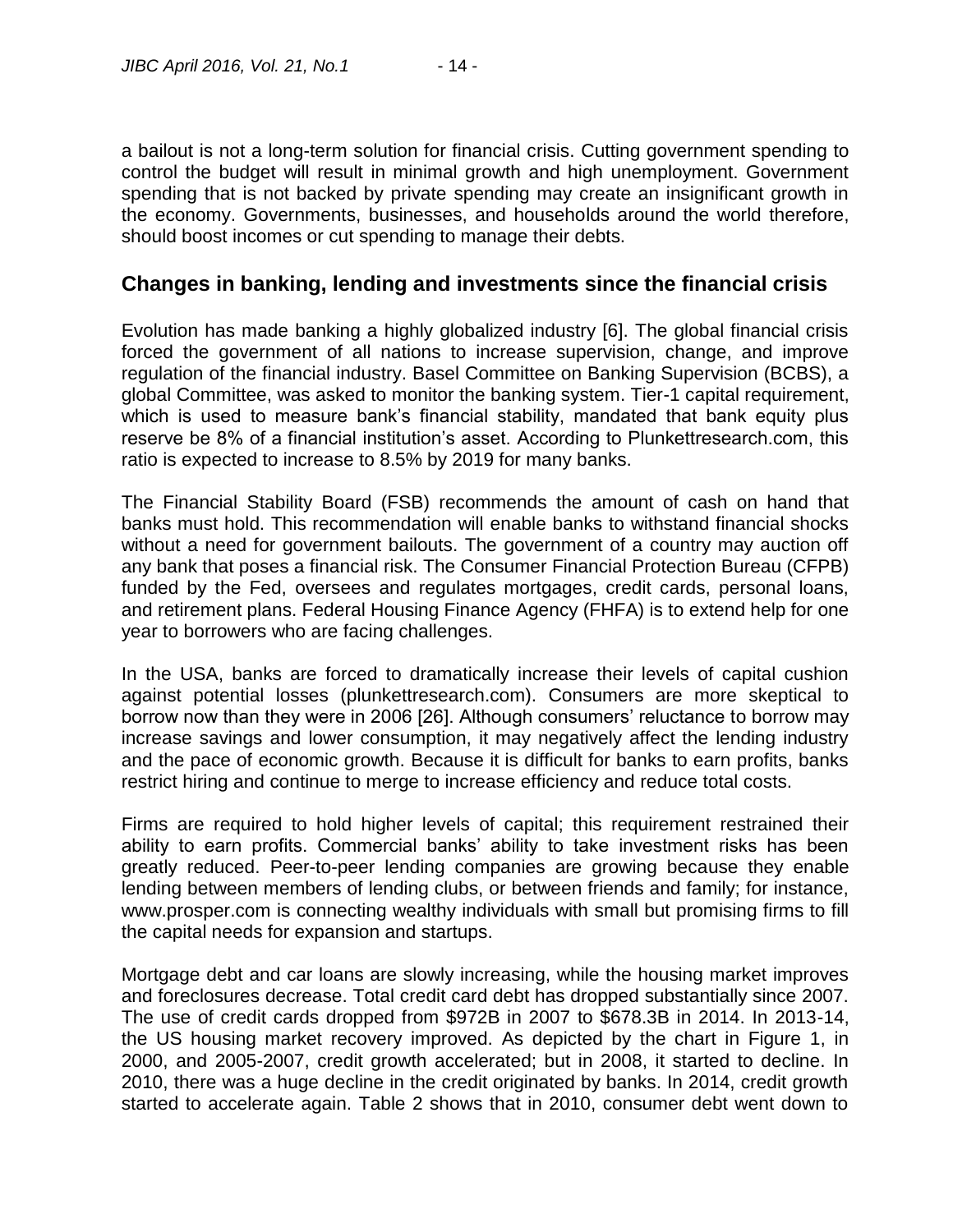a bailout is not a long-term solution for financial crisis. Cutting government spending to control the budget will result in minimal growth and high unemployment. Government spending that is not backed by private spending may create an insignificant growth in the economy. Governments, businesses, and households around the world therefore, should boost incomes or cut spending to manage their debts.

## Changes in banking, lending and investments since the financial crisis

Evolution has made banking a highly globalized industry [6]. The global financial crisis forced the government of all nations to increase supervision, change, and improve regulation of the financial industry. Basel Committee on Banking Supervision (BCBS), a global Committee, was asked to monitor the banking system. Tier-1 capital requirement, which is used to measure bank's financial stability, mandated that bank equity plus reserve be 8% of a financial institution's asset. According to Plunkettresearch.com, this ratio is expected to increase to 8.5% by 2019 for many banks.

The Financial Stability Board (FSB) recommends the amount of cash on hand that banks must hold. This recommendation will enable banks to withstand financial shocks without a need for government bailouts. The government of a country may auction off any bank that poses a financial risk. The Consumer Financial Protection Bureau (CFPB) funded by the Fed, oversees and regulates mortgages, credit cards, personal loans, and retirement plans. Federal Housing Finance Agency (FHFA) is to extend help for one year to borrowers who are facing challenges.

In the USA, banks are forced to dramatically increase their levels of capital cushion against potential losses (plunkettresearch.com). Consumers are more skeptical to borrow now than they were in 2006 [26]. Although consumers' reluctance to borrow may increase savings and lower consumption, it may negatively affect the lending industry and the pace of economic growth. Because it is difficult for banks to earn profits, banks restrict hiring and continue to merge to increase efficiency and reduce total costs.

Firms are required to hold higher levels of capital; this requirement restrained their ability to earn profits. Commercial banks' ability to take investment risks has been greatly reduced. Peer-to-peer lending companies are growing because they enable lending between members of lending clubs, or between friends and family; for instance, www.prosper.com is connecting wealthy individuals with small but promising firms to fill the capital needs for expansion and startups.

Mortgage debt and car loans are slowly increasing, while the housing market improves and foreclosures decrease. Total credit card debt has dropped substantially since 2007. The use of credit cards dropped from $972B in 2007 to $678.3B in 2014. In 2013-14, the US housing market recovery improved. As depicted by the chart in Figure 1, in 2000, and 2005-2007, credit growth accelerated; but in 2008, it started to decline. In 2010, there was a huge decline in the credit originated by banks. In 2014, credit growth started to accelerate again. Table 2 shows that in 2010, consumer debt went down to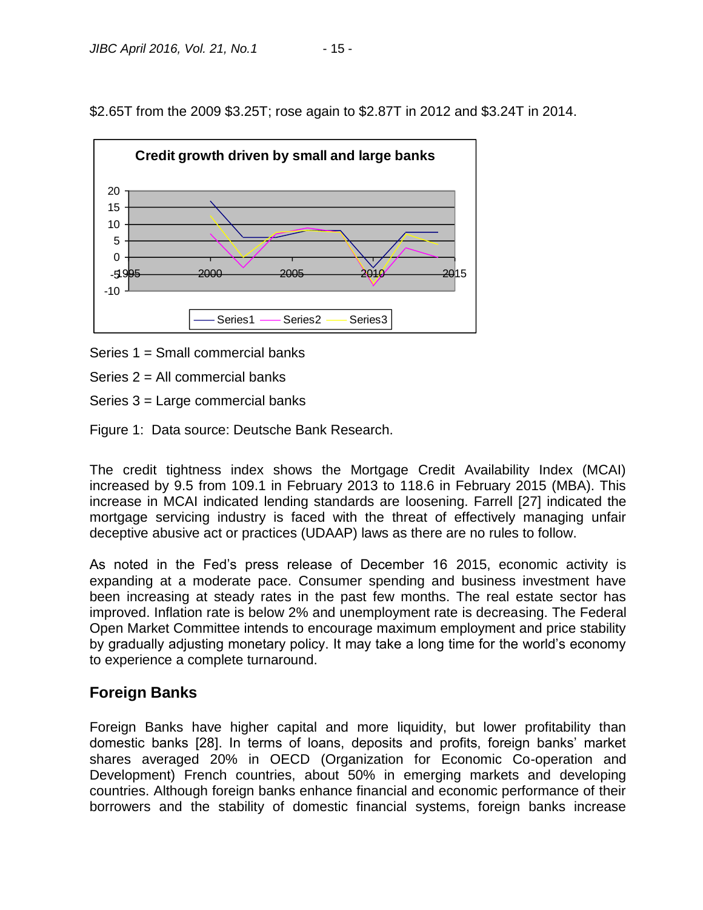$2.65T from the 2009 $3.25T; rose again to $2.87T in 2012 and $3.24T in 2014.

Series 1 = Small commercial banks

Series 2 = All commercial banks

Series 3 = Large commercial banks

Figure 1: Data source: Deutsche Bank Research.

The credit tightness index shows the Mortgage Credit Availability Index (MCAI) increased by 9.5 from 109.1 in February 2013 to 118.6 in February 2015 (MBA). This increase in MCAI indicated lending standards are loosening. Farrell [27] indicated the mortgage servicing industry is faced with the threat of effectively managing unfair deceptive abusive act or practices (UDAAP) laws as there are no rules to follow.

As noted in the Fed's press release of December 16 2015, economic activity is expanding at a moderate pace. Consumer spending and business investment have been increasing at steady rates in the past few months. The real estate sector has improved. Inflation rate is below 2% and unemployment rate is decreasing. The Federal Open Market Committee intends to encourage maximum employment and price stability by gradually adjusting monetary policy. It may take a long time for the world's economy to experience a complete turnaround.

## Foreign Banks

Foreign Banks have higher capital and more liquidity, but lower profitability than domestic banks [28]. In terms of loans, deposits and profits, foreign banks' market shares averaged 20% in OECD (Organization for Economic Co-operation and Development) French countries, about 50% in emerging markets and developing countries. Although foreign banks enhance financial and economic performance of their borrowers and the stability of domestic financial systems, foreign banks increase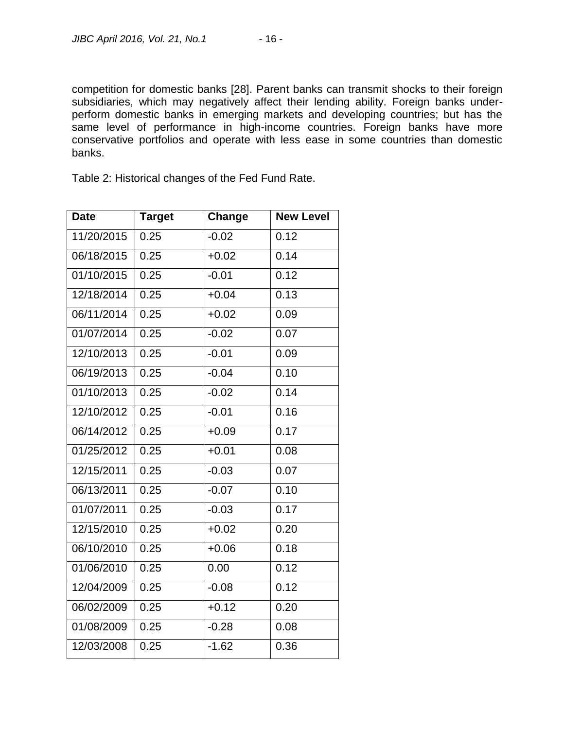competition for domestic banks [28]. Parent banks can transmit shocks to their foreign subsidiaries, which may negatively affect their lending ability. Foreign banks under-perform domestic banks in emerging markets and developing countries; but has the same level of performance in high-income countries. Foreign banks have more conservative portfolios and operate with less ease in some countries than domestic banks.

Table 2: Historical changes of the Fed Fund Rate.

| Date | Target | Change | New Level |
|---|---|---|---|
| 11/20/2015 | 0.25 | -0.02 | 0.12 |
| 06/18/2015 | 0.25 | +0.02 | 0.14 |
| 01/10/2015 | 0.25 | -0.01 | 0.12 |
| 12/18/2014 | 0.25 | +0.04 | 0.13 |
| 06/11/2014 | 0.25 | +0.02 | 0.09 |
| 01/07/2014 | 0.25 | -0.02 | 0.07 |
| 12/10/2013 | 0.25 | -0.01 | 0.09 |
| 06/19/2013 | 0.25 | -0.04 | 0.10 |
| 01/10/2013 | 0.25 | -0.02 | 0.14 |
| 12/10/2012 | 0.25 | -0.01 | 0.16 |
| 06/14/2012 | 0.25 | +0.09 | 0.17 |
| 01/25/2012 | 0.25 | +0.01 | 0.08 |
| 12/15/2011 | 0.25 | -0.03 | 0.07 |
| 06/13/2011 | 0.25 | -0.07 | 0.10 |
| 01/07/2011 | 0.25 | -0.03 | 0.17 |
| 12/15/2010 | 0.25 | +0.02 | 0.20 |
| 06/10/2010 | 0.25 | +0.06 | 0.18 |
| 01/06/2010 | 0.25 | 0.00 | 0.12 |
| 12/04/2009 | 0.25 | -0.08 | 0.12 |
| 06/02/2009 | 0.25 | +0.12 | 0.20 |
| 01/08/2009 | 0.25 | -0.28 | 0.08 |
| 12/03/2008 | 0.25 | -1.62 | 0.36 |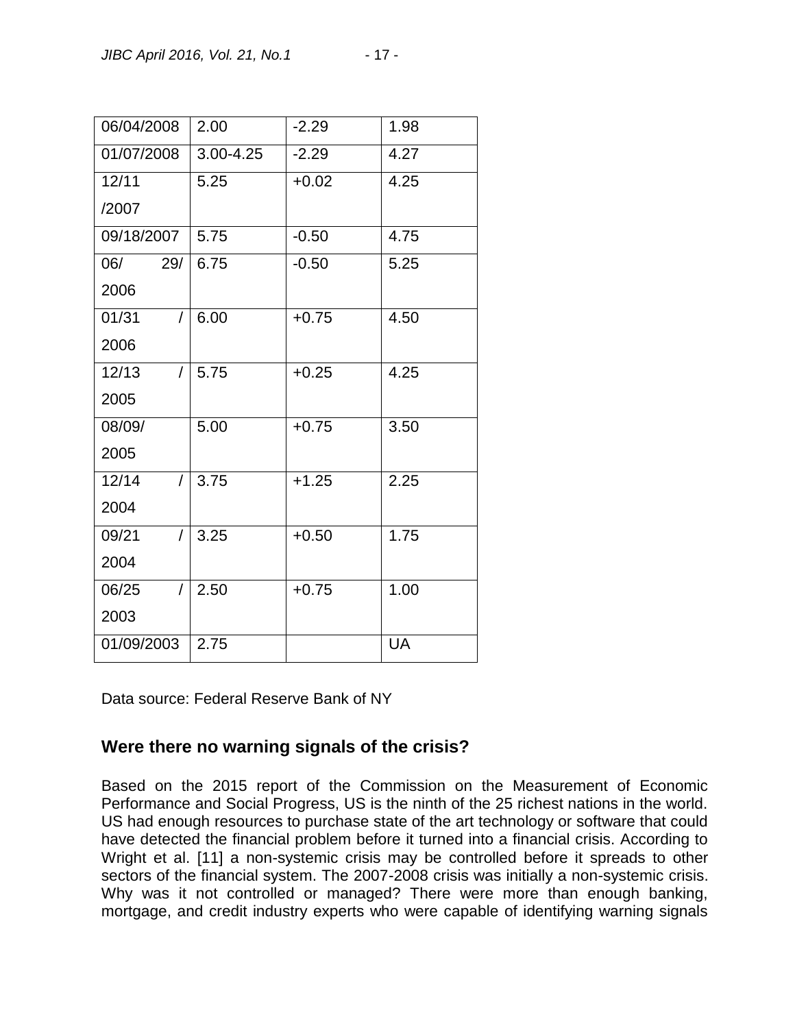| 06/04/2008 | 2.00 | -2.29 | 1.98 |
|---|---|---|---|
| 01/07/2008 | 3.00-4.25 | -2.29 | 4.27 |
| 12/11 /2007 | 5.25 | +0.02 | 4.25 |
| 09/18/2007 | 5.75 | -0.50 | 4.75 |
| 06/ 29/ 2006 | 6.75 | -0.50 | 5.25 |
| 01/31 / 2006 | 6.00 | +0.75 | 4.50 |
| 12/13 / 2005 | 5.75 | +0.25 | 4.25 |
| 08/09/ 2005 | 5.00 | +0.75 | 3.50 |
| 12/14 / 2004 | 3.75 | +1.25 | 2.25 |
| 09/21 / 2004 | 3.25 | +0.50 | 1.75 |
| 06/25 / 2003 | 2.50 | +0.75 | 1.00 |
| 01/09/2003 | 2.75 | | UA |

Data source: Federal Reserve Bank of NY

## Were there no warning signals of the crisis?

Based on the 2015 report of the Commission on the Measurement of Economic Performance and Social Progress, US is the ninth of the 25 richest nations in the world. US had enough resources to purchase state of the art technology or software that could have detected the financial problem before it turned into a financial crisis. According to Wright et al. [11] a non-systemic crisis may be controlled before it spreads to other sectors of the financial system. The 2007-2008 crisis was initially a non-systemic crisis. Why was it not controlled or managed? There were more than enough banking, mortgage, and credit industry experts who were capable of identifying warning signals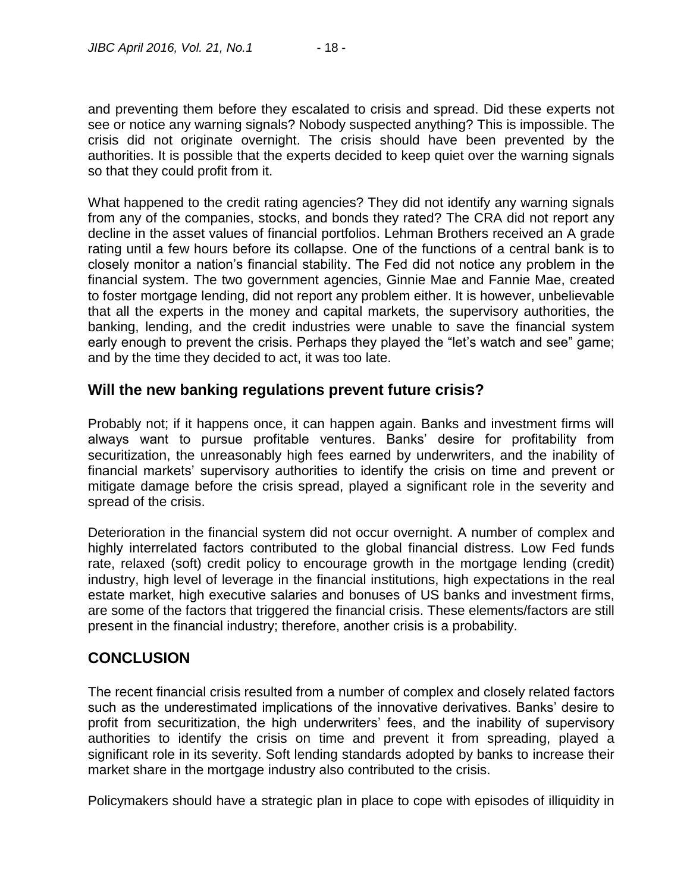and preventing them before they escalated to crisis and spread. Did these experts not see or notice any warning signals? Nobody suspected anything? This is impossible. The crisis did not originate overnight. The crisis should have been prevented by the authorities. It is possible that the experts decided to keep quiet over the warning signals so that they could profit from it.

What happened to the credit rating agencies? They did not identify any warning signals from any of the companies, stocks, and bonds they rated? The CRA did not report any decline in the asset values of financial portfolios. Lehman Brothers received an A grade rating until a few hours before its collapse. One of the functions of a central bank is to closely monitor a nation's financial stability. The Fed did not notice any problem in the financial system. The two government agencies, Ginnie Mae and Fannie Mae, created to foster mortgage lending, did not report any problem either. It is however, unbelievable that all the experts in the money and capital markets, the supervisory authorities, the banking, lending, and the credit industries were unable to save the financial system early enough to prevent the crisis. Perhaps they played the "let's watch and see" game; and by the time they decided to act, it was too late.

## Will the new banking regulations prevent future crisis?

Probably not; if it happens once, it can happen again. Banks and investment firms will always want to pursue profitable ventures. Banks' desire for profitability from securitization, the unreasonably high fees earned by underwriters, and the inability of financial markets' supervisory authorities to identify the crisis on time and prevent or mitigate damage before the crisis spread, played a significant role in the severity and spread of the crisis.

Deterioration in the financial system did not occur overnight. A number of complex and highly interrelated factors contributed to the global financial distress. Low Fed funds rate, relaxed (soft) credit policy to encourage growth in the mortgage lending (credit) industry, high level of leverage in the financial institutions, high expectations in the real estate market, high executive salaries and bonuses of US banks and investment firms, are some of the factors that triggered the financial crisis. These elements/factors are still present in the financial industry; therefore, another crisis is a probability.

## CONCLUSION

The recent financial crisis resulted from a number of complex and closely related factors such as the underestimated implications of the innovative derivatives. Banks' desire to profit from securitization, the high underwriters' fees, and the inability of supervisory authorities to identify the crisis on time and prevent it from spreading, played a significant role in its severity. Soft lending standards adopted by banks to increase their market share in the mortgage industry also contributed to the crisis.

Policymakers should have a strategic plan in place to cope with episodes of illiquidity in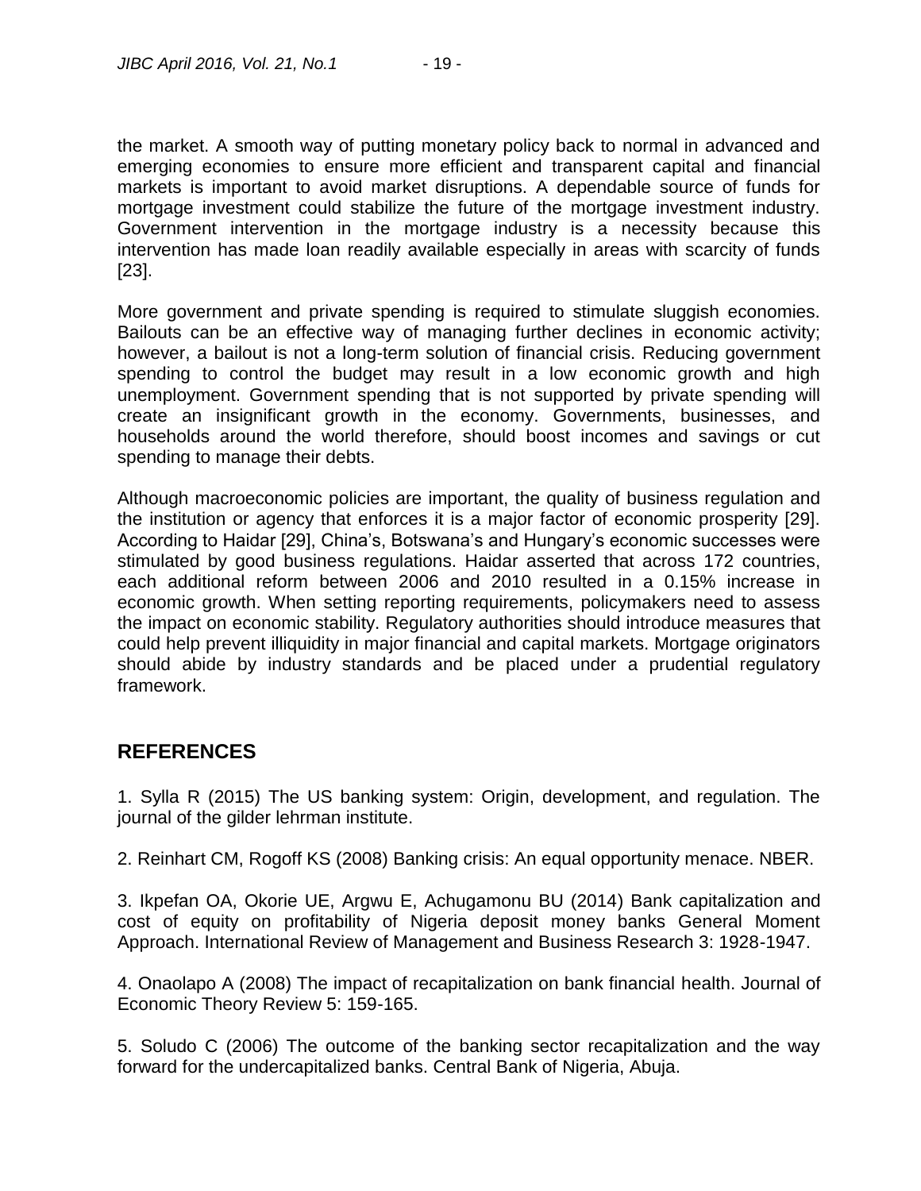the market. A smooth way of putting monetary policy back to normal in advanced and emerging economies to ensure more efficient and transparent capital and financial markets is important to avoid market disruptions. A dependable source of funds for mortgage investment could stabilize the future of the mortgage investment industry. Government intervention in the mortgage industry is a necessity because this intervention has made loan readily available especially in areas with scarcity of funds [23].

More government and private spending is required to stimulate sluggish economies. Bailouts can be an effective way of managing further declines in economic activity; however, a bailout is not a long-term solution of financial crisis. Reducing government spending to control the budget may result in a low economic growth and high unemployment. Government spending that is not supported by private spending will create an insignificant growth in the economy. Governments, businesses, and households around the world therefore, should boost incomes and savings or cut spending to manage their debts.

Although macroeconomic policies are important, the quality of business regulation and the institution or agency that enforces it is a major factor of economic prosperity [29]. According to Haidar [29], China's, Botswana's and Hungary's economic successes were stimulated by good business regulations. Haidar asserted that across 172 countries, each additional reform between 2006 and 2010 resulted in a 0.15% increase in economic growth. When setting reporting requirements, policymakers need to assess the impact on economic stability. Regulatory authorities should introduce measures that could help prevent illiquidity in major financial and capital markets. Mortgage originators should abide by industry standards and be placed under a prudential regulatory framework.

## REFERENCES

1. Sylla R (2015) The US banking system: Origin, development, and regulation. The journal of the gilder lehrman institute.

2. Reinhart CM, Rogoff KS (2008) Banking crisis: An equal opportunity menace. NBER.

3. Ikpefan OA, Okorie UE, Argwu E, Achugamonu BU (2014) Bank capitalization and cost of equity on profitability of Nigeria deposit money banks General Moment Approach. International Review of Management and Business Research 3: 1928-1947.

4. Onaolapo A (2008) The impact of recapitalization on bank financial health. Journal of Economic Theory Review 5: 159-165.

5. Soludo C (2006) The outcome of the banking sector recapitalization and the way forward for the undercapitalized banks. Central Bank of Nigeria, Abuja.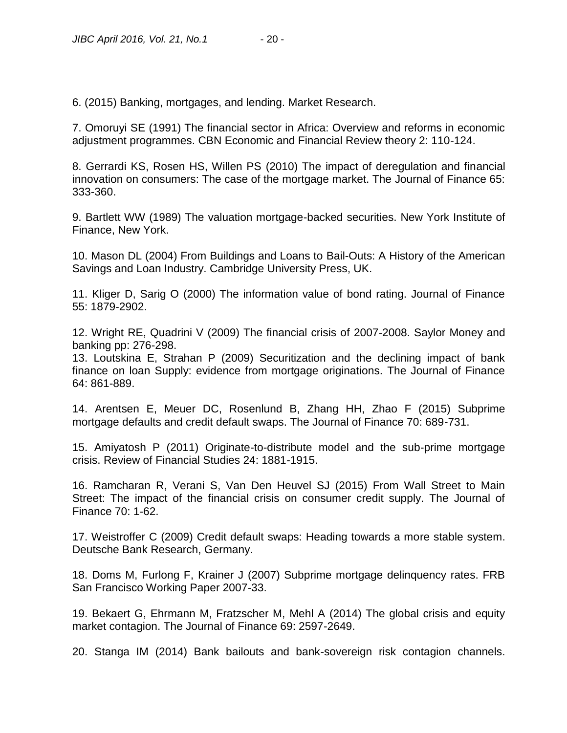6. (2015) Banking, mortgages, and lending. Market Research.

7. Omoruyi SE (1991) The financial sector in Africa: Overview and reforms in economic adjustment programmes. CBN Economic and Financial Review theory 2: 110-124.

8. Gerrardi KS, Rosen HS, Willen PS (2010) The impact of deregulation and financial innovation on consumers: The case of the mortgage market. The Journal of Finance 65: 333-360.

9. Bartlett WW (1989) The valuation mortgage-backed securities. New York Institute of Finance, New York.

10. Mason DL (2004) From Buildings and Loans to Bail-Outs: A History of the American Savings and Loan Industry. Cambridge University Press, UK.

11. Kliger D, Sarig O (2000) The information value of bond rating. Journal of Finance 55: 1879-2902.

12. Wright RE, Quadrini V (2009) The financial crisis of 2007-2008. Saylor Money and banking pp: 276-298.

13. Loutskina E, Strahan P (2009) Securitization and the declining impact of bank finance on loan Supply: evidence from mortgage originations. The Journal of Finance 64: 861-889.

14. Arentsen E, Meuer DC, Rosenlund B, Zhang HH, Zhao F (2015) Subprime mortgage defaults and credit default swaps. The Journal of Finance 70: 689-731.

15. Amiyatosh P (2011) Originate-to-distribute model and the sub-prime mortgage crisis. Review of Financial Studies 24: 1881-1915.

16. Ramcharan R, Verani S, Van Den Heuvel SJ (2015) From Wall Street to Main Street: The impact of the financial crisis on consumer credit supply. The Journal of Finance 70: 1-62.

17. Weistroffer C (2009) Credit default swaps: Heading towards a more stable system. Deutsche Bank Research, Germany.

18. Doms M, Furlong F, Krainer J (2007) Subprime mortgage delinquency rates. FRB San Francisco Working Paper 2007-33.

19. Bekaert G, Ehrmann M, Fratzscher M, Mehl A (2014) The global crisis and equity market contagion. The Journal of Finance 69: 2597-2649.

20. Stanga IM (2014) Bank bailouts and bank-sovereign risk contagion channels.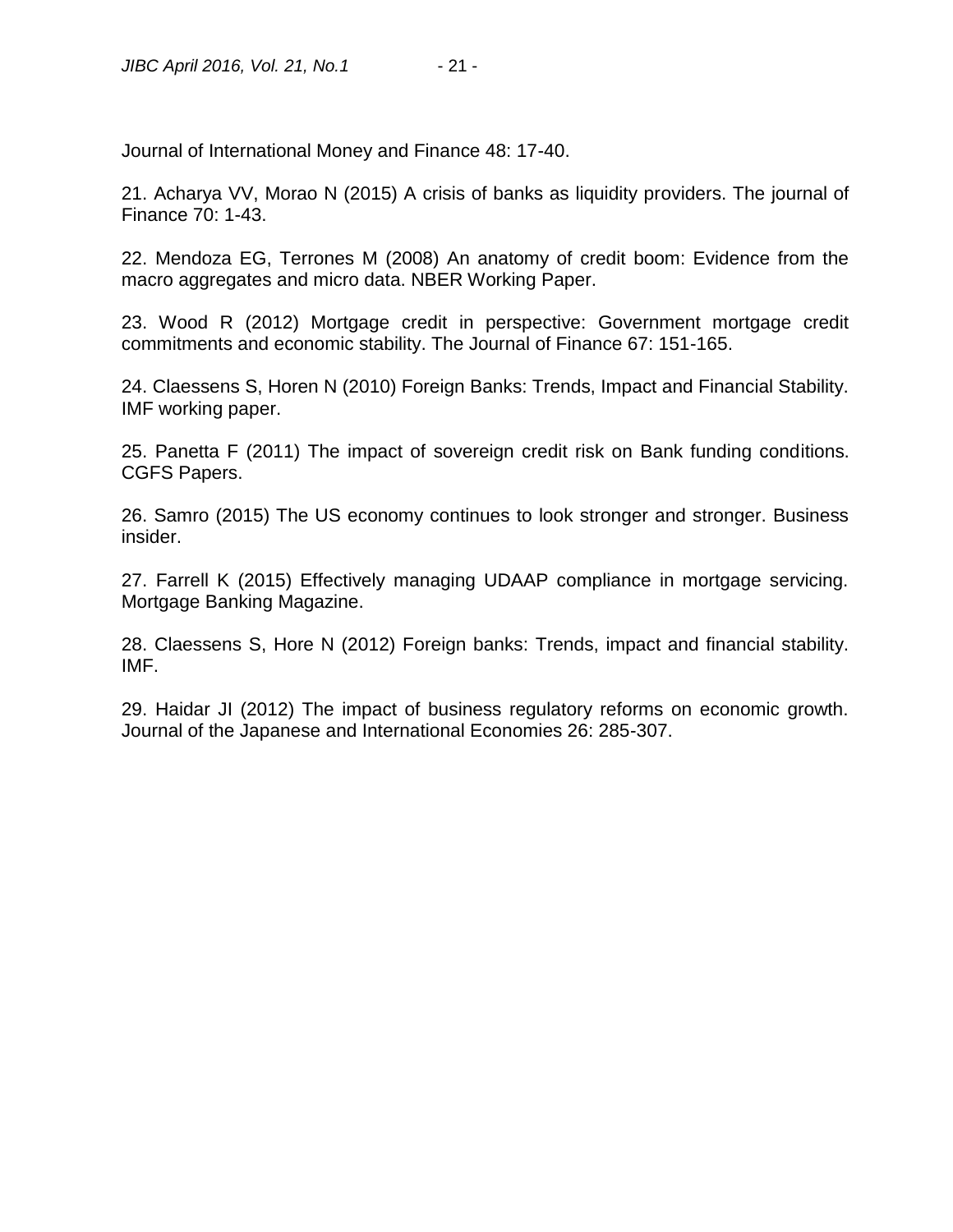Journal of International Money and Finance 48: 17-40.

21. Acharya VV, Morao N (2015) A crisis of banks as liquidity providers. The journal of Finance 70: 1-43.

22. Mendoza EG, Terrones M (2008) An anatomy of credit boom: Evidence from the macro aggregates and micro data. NBER Working Paper.

23. Wood R (2012) Mortgage credit in perspective: Government mortgage credit commitments and economic stability. The Journal of Finance 67: 151-165.

24. Claessens S, Horen N (2010) Foreign Banks: Trends, Impact and Financial Stability. IMF working paper.

25. Panetta F (2011) The impact of sovereign credit risk on Bank funding conditions. CGFS Papers.

26. Samro (2015) The US economy continues to look stronger and stronger. Business insider.

27. Farrell K (2015) Effectively managing UDAAP compliance in mortgage servicing. Mortgage Banking Magazine.

28. Claessens S, Hore N (2012) Foreign banks: Trends, impact and financial stability. IMF.

29. Haidar JI (2012) The impact of business regulatory reforms on economic growth. Journal of the Japanese and International Economies 26: 285-307.